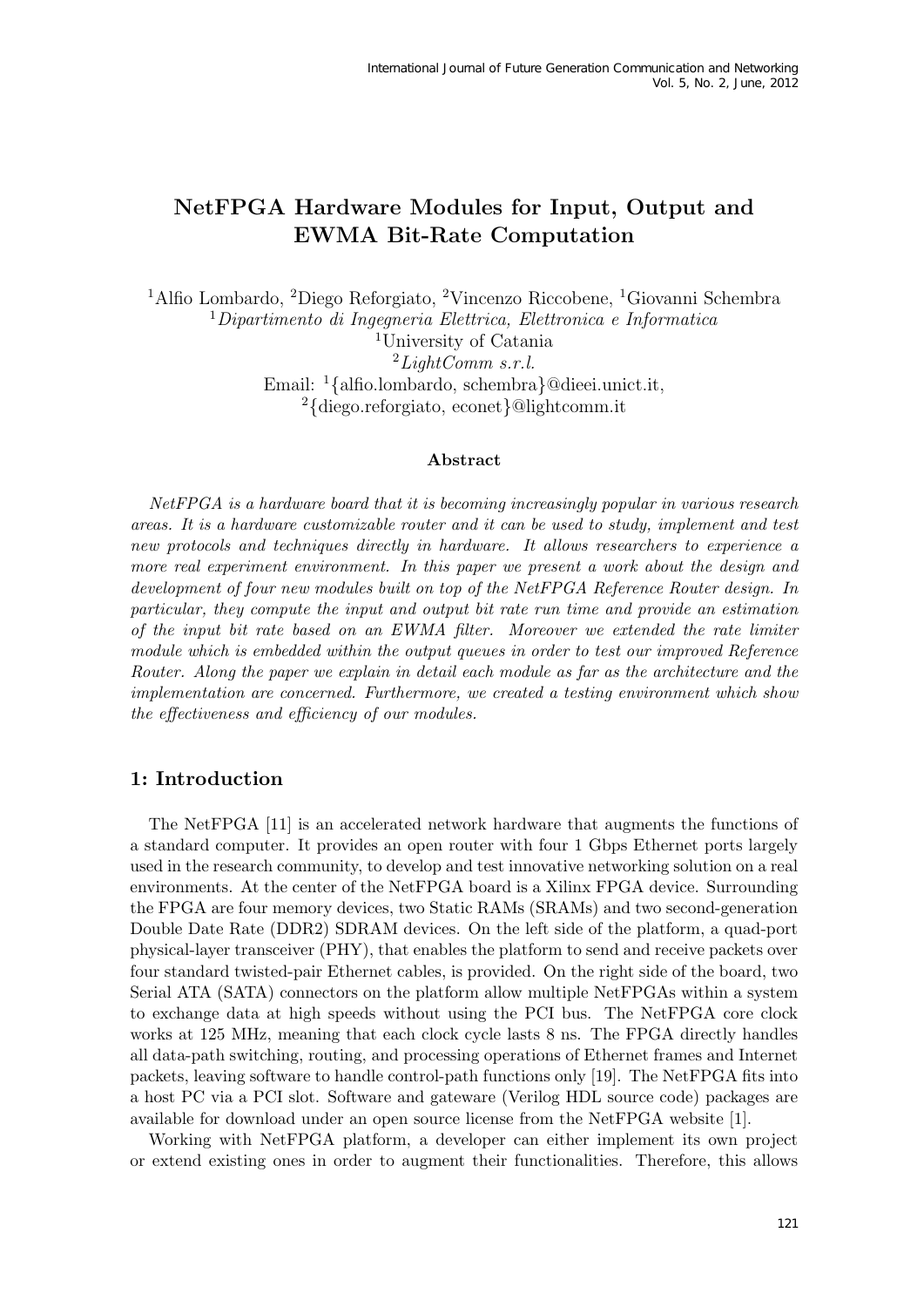# NetFPGA Hardware Modules for Input, Output and EWMA Bit-Rate Computation

[1]Alfio Lombardo, [2]Diego Reforgiato, [2]Vincenzo Riccobene, [1]Giovanni Schembra
[1]*Dipartimento di Ingegneria Elettrica, Elettronica e Informatica*
[1]University of Catania
[2]*LightComm s.r.l.*
Email: [1]{alfio.lombardo, schembra}@dieei.unict.it,
[2]{diego.reforgiato, econet}@lightcomm.it

### Abstract

*NetFPGA is a hardware board that it is becoming increasingly popular in various research areas. It is a hardware customizable router and it can be used to study, implement and test new protocols and techniques directly in hardware. It allows researchers to experience a more real experiment environment. In this paper we present a work about the design and development of four new modules built on top of the NetFPGA Reference Router design. In particular, they compute the input and output bit rate run time and provide an estimation of the input bit rate based on an EWMA filter. Moreover we extended the rate limiter module which is embedded within the output queues in order to test our improved Reference Router. Along the paper we explain in detail each module as far as the architecture and the implementation are concerned. Furthermore, we created a testing environment which show the effectiveness and efficiency of our modules.*

## 1: Introduction

The NetFPGA [11] is an accelerated network hardware that augments the functions of a standard computer. It provides an open router with four 1 Gbps Ethernet ports largely used in the research community, to develop and test innovative networking solution on a real environments. At the center of the NetFPGA board is a Xilinx FPGA device. Surrounding the FPGA are four memory devices, two Static RAMs (SRAMs) and two second-generation Double Date Rate (DDR2) SDRAM devices. On the left side of the platform, a quad-port physical-layer transceiver (PHY), that enables the platform to send and receive packets over four standard twisted-pair Ethernet cables, is provided. On the right side of the board, two Serial ATA (SATA) connectors on the platform allow multiple NetFPGAs within a system to exchange data at high speeds without using the PCI bus. The NetFPGA core clock works at 125 MHz, meaning that each clock cycle lasts 8 ns. The FPGA directly handles all data-path switching, routing, and processing operations of Ethernet frames and Internet packets, leaving software to handle control-path functions only [19]. The NetFPGA fits into a host PC via a PCI slot. Software and gateware (Verilog HDL source code) packages are available for download under an open source license from the NetFPGA website [1].

Working with NetFPGA platform, a developer can either implement its own project or extend existing ones in order to augment their functionalities. Therefore, this allows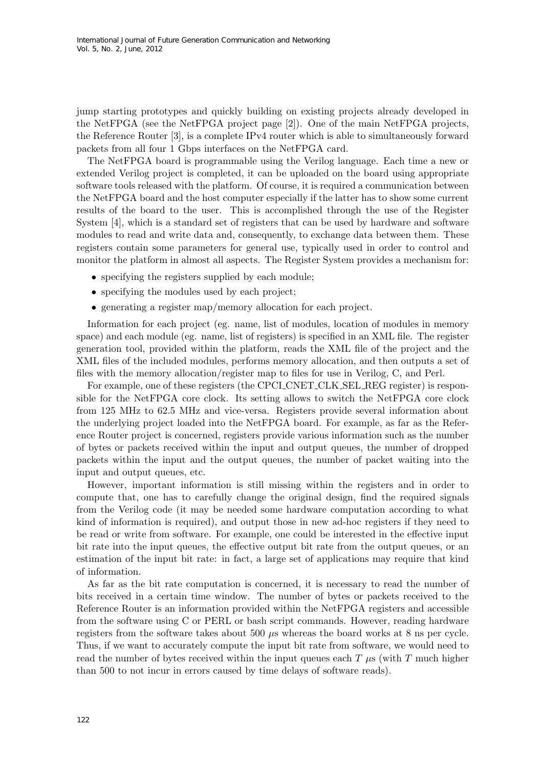jump starting prototypes and quickly building on existing projects already developed in the NetFPGA (see the NetFPGA project page [2]). One of the main NetFPGA projects, the Reference Router [3], is a complete IPv4 router which is able to simultaneously forward packets from all four 1 Gbps interfaces on the NetFPGA card.

The NetFPGA board is programmable using the Verilog language. Each time a new or extended Verilog project is completed, it can be uploaded on the board using appropriate software tools released with the platform. Of course, it is required a communication between the NetFPGA board and the host computer especially if the latter has to show some current results of the board to the user. This is accomplished through the use of the Register System [4], which is a standard set of registers that can be used by hardware and software modules to read and write data and, consequently, to exchange data between them. These registers contain some parameters for general use, typically used in order to control and monitor the platform in almost all aspects. The Register System provides a mechanism for:

- specifying the registers supplied by each module;
- specifying the modules used by each project;
- generating a register map/memory allocation for each project.

Information for each project (eg. name, list of modules, location of modules in memory space) and each module (eg. name, list of registers) is specified in an XML file. The register generation tool, provided within the platform, reads the XML file of the project and the XML files of the included modules, performs memory allocation, and then outputs a set of files with the memory allocation/register map to files for use in Verilog, C, and Perl.

For example, one of these registers (the CPCI_CNET_CLK_SEL_REG register) is responsible for the NetFPGA core clock. Its setting allows to switch the NetFPGA core clock from 125 MHz to 62.5 MHz and vice-versa. Registers provide several information about the underlying project loaded into the NetFPGA board. For example, as far as the Reference Router project is concerned, registers provide various information such as the number of bytes or packets received within the input and output queues, the number of dropped packets within the input and the output queues, the number of packet waiting into the input and output queues, etc.

However, important information is still missing within the registers and in order to compute that, one has to carefully change the original design, find the required signals from the Verilog code (it may be needed some hardware computation according to what kind of information is required), and output those in new ad-hoc registers if they need to be read or write from software. For example, one could be interested in the effective input bit rate into the input queues, the effective output bit rate from the output queues, or an estimation of the input bit rate: in fact, a large set of applications may require that kind of information.

As far as the bit rate computation is concerned, it is necessary to read the number of bits received in a certain time window. The number of bytes or packets received to the Reference Router is an information provided within the NetFPGA registers and accessible from the software using C or PERL or bash script commands. However, reading hardware registers from the software takes about 500 $\mu$s whereas the board works at 8 ns per cycle. Thus, if we want to accurately compute the input bit rate from software, we would need to read the number of bytes received within the input queues each $T$ $\mu$s (with $T$ much higher than 500 to not incur in errors caused by time delays of software reads).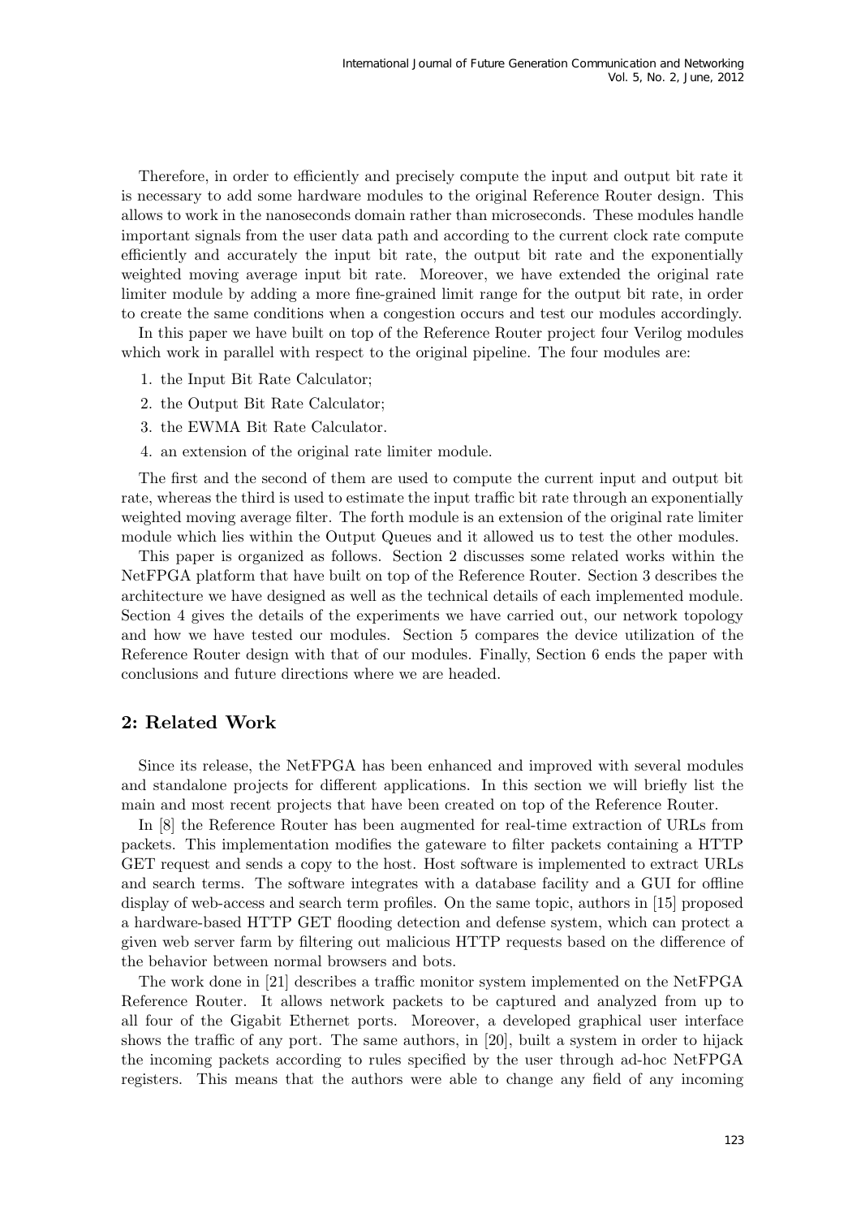Therefore, in order to efficiently and precisely compute the input and output bit rate it is necessary to add some hardware modules to the original Reference Router design. This allows to work in the nanoseconds domain rather than microseconds. These modules handle important signals from the user data path and according to the current clock rate compute efficiently and accurately the input bit rate, the output bit rate and the exponentially weighted moving average input bit rate. Moreover, we have extended the original rate limiter module by adding a more fine-grained limit range for the output bit rate, in order to create the same conditions when a congestion occurs and test our modules accordingly.

In this paper we have built on top of the Reference Router project four Verilog modules which work in parallel with respect to the original pipeline. The four modules are:

1. the Input Bit Rate Calculator;
2. the Output Bit Rate Calculator;
3. the EWMA Bit Rate Calculator.
4. an extension of the original rate limiter module.

The first and the second of them are used to compute the current input and output bit rate, whereas the third is used to estimate the input traffic bit rate through an exponentially weighted moving average filter. The forth module is an extension of the original rate limiter module which lies within the Output Queues and it allowed us to test the other modules.

This paper is organized as follows. Section 2 discusses some related works within the NetFPGA platform that have built on top of the Reference Router. Section 3 describes the architecture we have designed as well as the technical details of each implemented module. Section 4 gives the details of the experiments we have carried out, our network topology and how we have tested our modules. Section 5 compares the device utilization of the Reference Router design with that of our modules. Finally, Section 6 ends the paper with conclusions and future directions where we are headed.

## 2: Related Work

Since its release, the NetFPGA has been enhanced and improved with several modules and standalone projects for different applications. In this section we will briefly list the main and most recent projects that have been created on top of the Reference Router.

In [8] the Reference Router has been augmented for real-time extraction of URLs from packets. This implementation modifies the gateware to filter packets containing a HTTP GET request and sends a copy to the host. Host software is implemented to extract URLs and search terms. The software integrates with a database facility and a GUI for offline display of web-access and search term profiles. On the same topic, authors in [15] proposed a hardware-based HTTP GET flooding detection and defense system, which can protect a given web server farm by filtering out malicious HTTP requests based on the difference of the behavior between normal browsers and bots.

The work done in [21] describes a traffic monitor system implemented on the NetFPGA Reference Router. It allows network packets to be captured and analyzed from up to all four of the Gigabit Ethernet ports. Moreover, a developed graphical user interface shows the traffic of any port. The same authors, in [20], built a system in order to hijack the incoming packets according to rules specified by the user through ad-hoc NetFPGA registers. This means that the authors were able to change any field of any incoming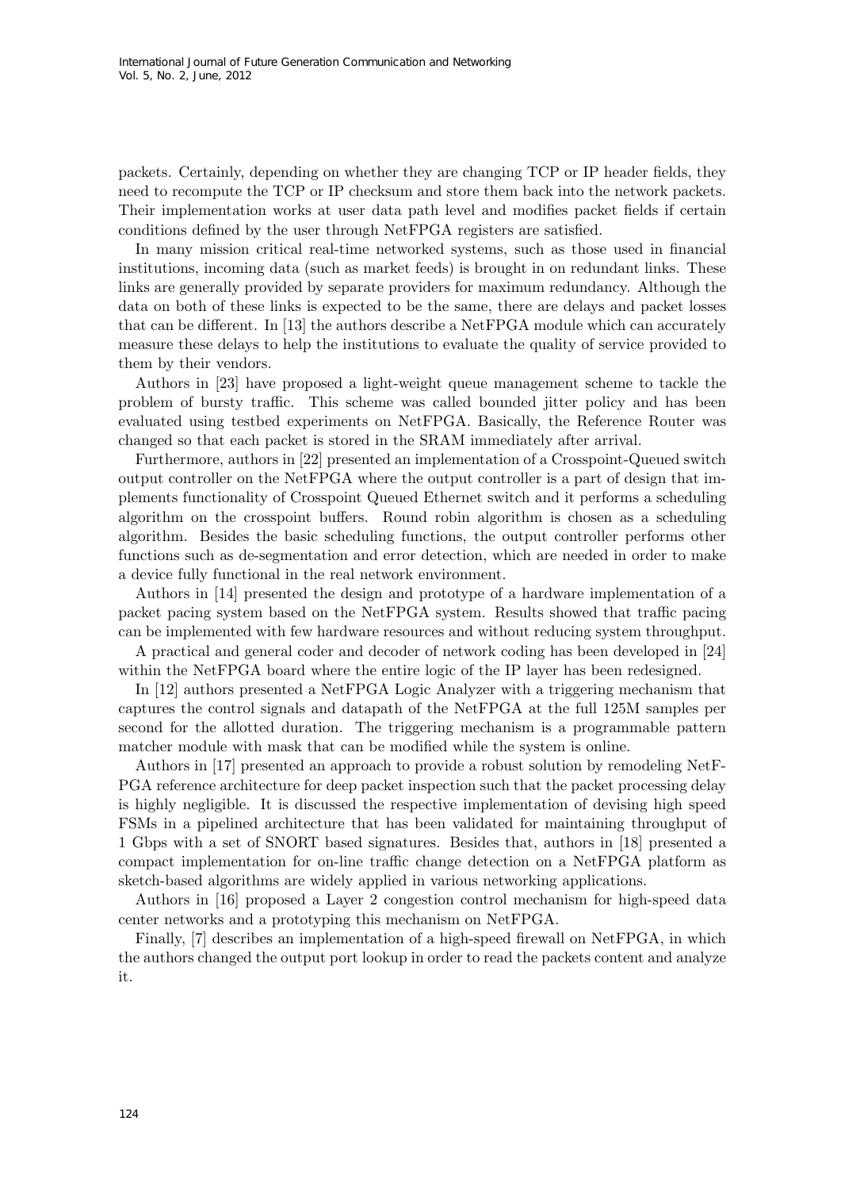packets. Certainly, depending on whether they are changing TCP or IP header fields, they need to recompute the TCP or IP checksum and store them back into the network packets. Their implementation works at user data path level and modifies packet fields if certain conditions defined by the user through NetFPGA registers are satisfied.

In many mission critical real-time networked systems, such as those used in financial institutions, incoming data (such as market feeds) is brought in on redundant links. These links are generally provided by separate providers for maximum redundancy. Although the data on both of these links is expected to be the same, there are delays and packet losses that can be different. In [13] the authors describe a NetFPGA module which can accurately measure these delays to help the institutions to evaluate the quality of service provided to them by their vendors.

Authors in [23] have proposed a light-weight queue management scheme to tackle the problem of bursty traffic. This scheme was called bounded jitter policy and has been evaluated using testbed experiments on NetFPGA. Basically, the Reference Router was changed so that each packet is stored in the SRAM immediately after arrival.

Furthermore, authors in [22] presented an implementation of a Crosspoint-Queued switch output controller on the NetFPGA where the output controller is a part of design that implements functionality of Crosspoint Queued Ethernet switch and it performs a scheduling algorithm on the crosspoint buffers. Round robin algorithm is chosen as a scheduling algorithm. Besides the basic scheduling functions, the output controller performs other functions such as de-segmentation and error detection, which are needed in order to make a device fully functional in the real network environment.

Authors in [14] presented the design and prototype of a hardware implementation of a packet pacing system based on the NetFPGA system. Results showed that traffic pacing can be implemented with few hardware resources and without reducing system throughput.

A practical and general coder and decoder of network coding has been developed in [24] within the NetFPGA board where the entire logic of the IP layer has been redesigned.

In [12] authors presented a NetFPGA Logic Analyzer with a triggering mechanism that captures the control signals and datapath of the NetFPGA at the full 125M samples per second for the allotted duration. The triggering mechanism is a programmable pattern matcher module with mask that can be modified while the system is online.

Authors in [17] presented an approach to provide a robust solution by remodeling NetFPGA reference architecture for deep packet inspection such that the packet processing delay is highly negligible. It is discussed the respective implementation of devising high speed FSMs in a pipelined architecture that has been validated for maintaining throughput of 1 Gbps with a set of SNORT based signatures. Besides that, authors in [18] presented a compact implementation for on-line traffic change detection on a NetFPGA platform as sketch-based algorithms are widely applied in various networking applications.

Authors in [16] proposed a Layer 2 congestion control mechanism for high-speed data center networks and a prototyping this mechanism on NetFPGA.

Finally, [7] describes an implementation of a high-speed firewall on NetFPGA, in which the authors changed the output port lookup in order to read the packets content and analyze it.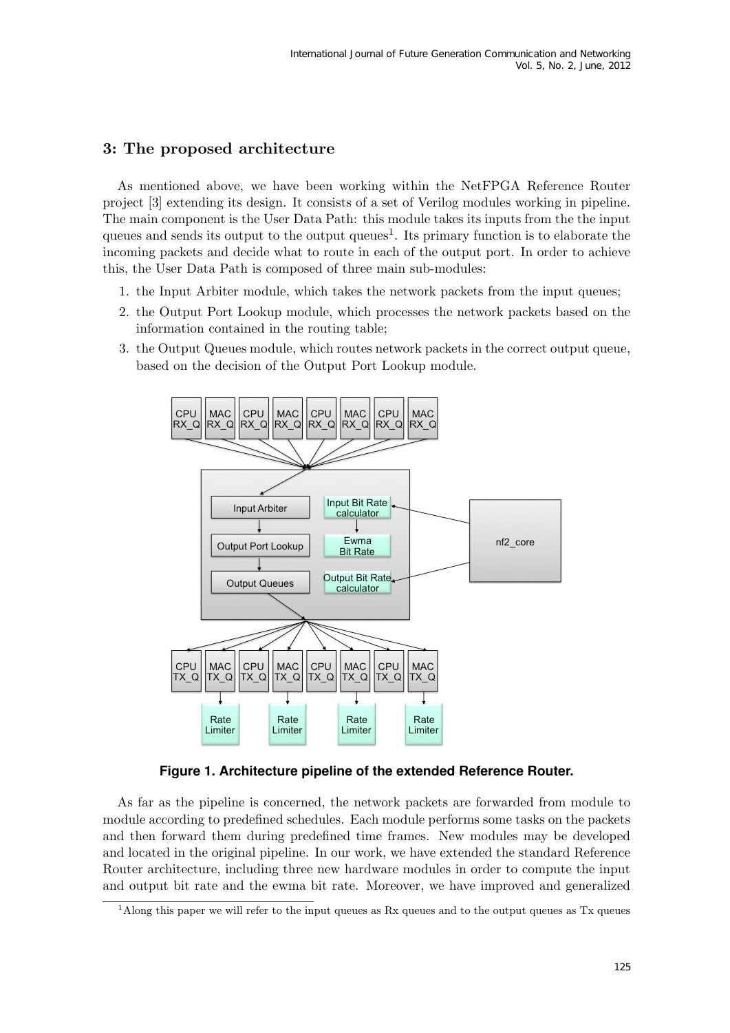## 3: The proposed architecture

As mentioned above, we have been working within the NetFPGA Reference Router project [3] extending its design. It consists of a set of Verilog modules working in pipeline. The main component is the User Data Path: this module takes its inputs from the the input queues and sends its output to the output queues[1]. Its primary function is to elaborate the incoming packets and decide what to route in each of the output port. In order to achieve this, the User Data Path is composed of three main sub-modules:

1. the Input Arbiter module, which takes the network packets from the input queues;
2. the Output Port Lookup module, which processes the network packets based on the information contained in the routing table;
3. the Output Queues module, which routes network packets in the correct output queue, based on the decision of the Output Port Lookup module.

**Figure 1. Architecture pipeline of the extended Reference Router.**

As far as the pipeline is concerned, the network packets are forwarded from module to module according to predefined schedules. Each module performs some tasks on the packets and then forward them during predefined time frames. New modules may be developed and located in the original pipeline. In our work, we have extended the standard Reference Router architecture, including three new hardware modules in order to compute the input and output bit rate and the ewma bit rate. Moreover, we have improved and generalized

[1] Along this paper we will refer to the input queues as Rx queues and to the output queues as Tx queues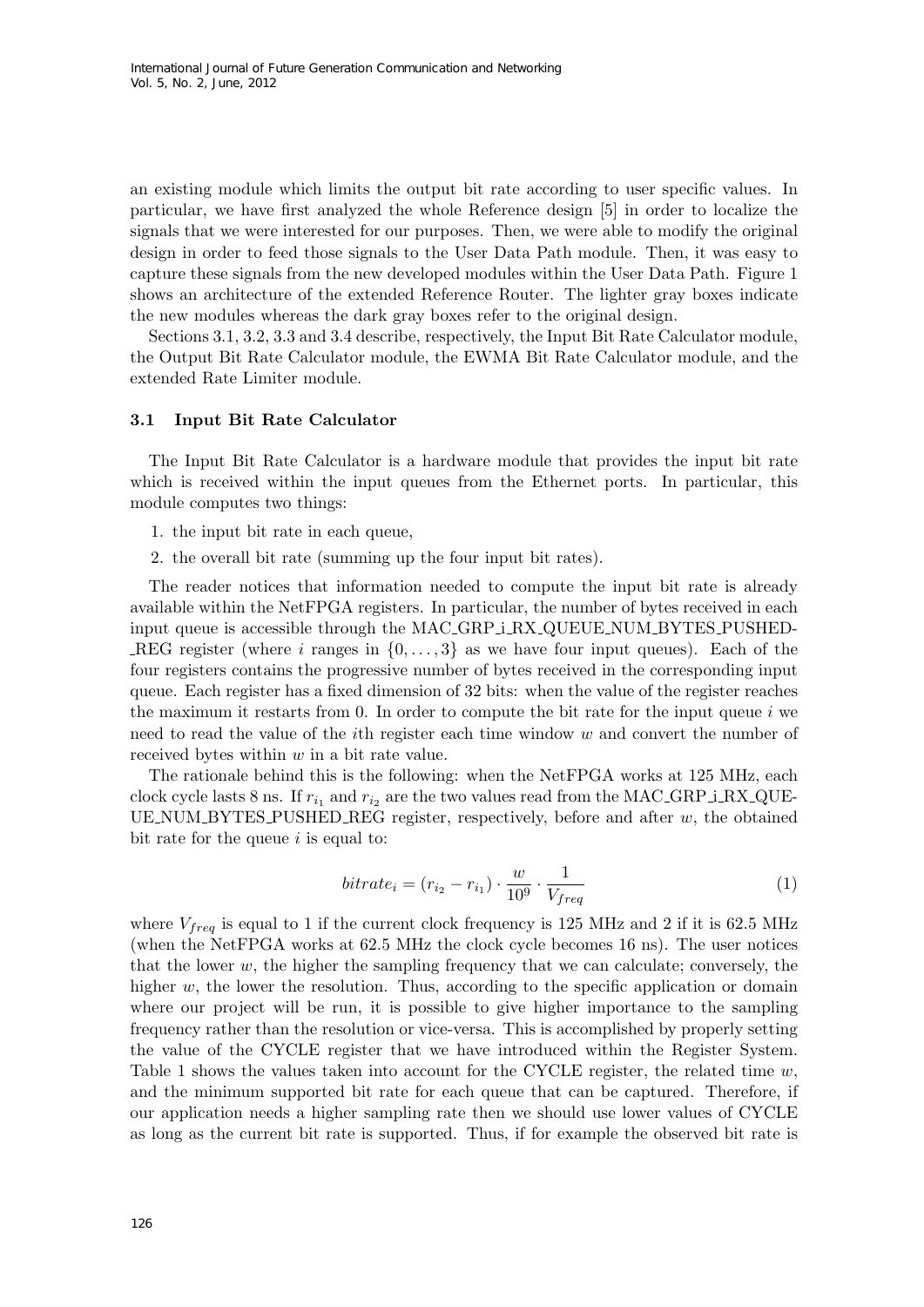an existing module which limits the output bit rate according to user specific values. In particular, we have first analyzed the whole Reference design [5] in order to localize the signals that we were interested for our purposes. Then, we were able to modify the original design in order to feed those signals to the User Data Path module. Then, it was easy to capture these signals from the new developed modules within the User Data Path. Figure 1 shows an architecture of the extended Reference Router. The lighter gray boxes indicate the new modules whereas the dark gray boxes refer to the original design.

Sections 3.1, 3.2, 3.3 and 3.4 describe, respectively, the Input Bit Rate Calculator module, the Output Bit Rate Calculator module, the EWMA Bit Rate Calculator module, and the extended Rate Limiter module.

### 3.1 Input Bit Rate Calculator

The Input Bit Rate Calculator is a hardware module that provides the input bit rate which is received within the input queues from the Ethernet ports. In particular, this module computes two things:

1. the input bit rate in each queue,
2. the overall bit rate (summing up the four input bit rates).

The reader notices that information needed to compute the input bit rate is already available within the NetFPGA registers. In particular, the number of bytes received in each input queue is accessible through the MAC_GRP_i_RX_QUEUE_NUM_BYTES_PUSHED_REG register (where $i$ ranges in $\{0, \ldots, 3\}$ as we have four input queues). Each of the four registers contains the progressive number of bytes received in the corresponding input queue. Each register has a fixed dimension of 32 bits: when the value of the register reaches the maximum it restarts from 0. In order to compute the bit rate for the input queue $i$ we need to read the value of the $i$th register each time window $w$ and convert the number of received bytes within $w$ in a bit rate value.

The rationale behind this is the following: when the NetFPGA works at 125 MHz, each clock cycle lasts 8 ns. If $r_{i_1}$ and $r_{i_2}$ are the two values read from the MAC_GRP_i_RX_QUEUE_NUM_BYTES_PUSHED_REG register, respectively, before and after $w$, the obtained bit rate for the queue $i$ is equal to:

$$bitrate_i = (r_{i_2} - r_{i_1}) \cdot \frac{w}{10^9} \cdot \frac{1}{V_{freq}} \tag{1}$$

where $V_{freq}$ is equal to 1 if the current clock frequency is 125 MHz and 2 if it is 62.5 MHz (when the NetFPGA works at 62.5 MHz the clock cycle becomes 16 ns). The user notices that the lower $w$, the higher the sampling frequency that we can calculate; conversely, the higher $w$, the lower the resolution. Thus, according to the specific application or domain where our project will be run, it is possible to give higher importance to the sampling frequency rather than the resolution or vice-versa. This is accomplished by properly setting the value of the CYCLE register that we have introduced within the Register System. Table 1 shows the values taken into account for the CYCLE register, the related time $w$, and the minimum supported bit rate for each queue that can be captured. Therefore, if our application needs a higher sampling rate then we should use lower values of CYCLE as long as the current bit rate is supported. Thus, if for example the observed bit rate is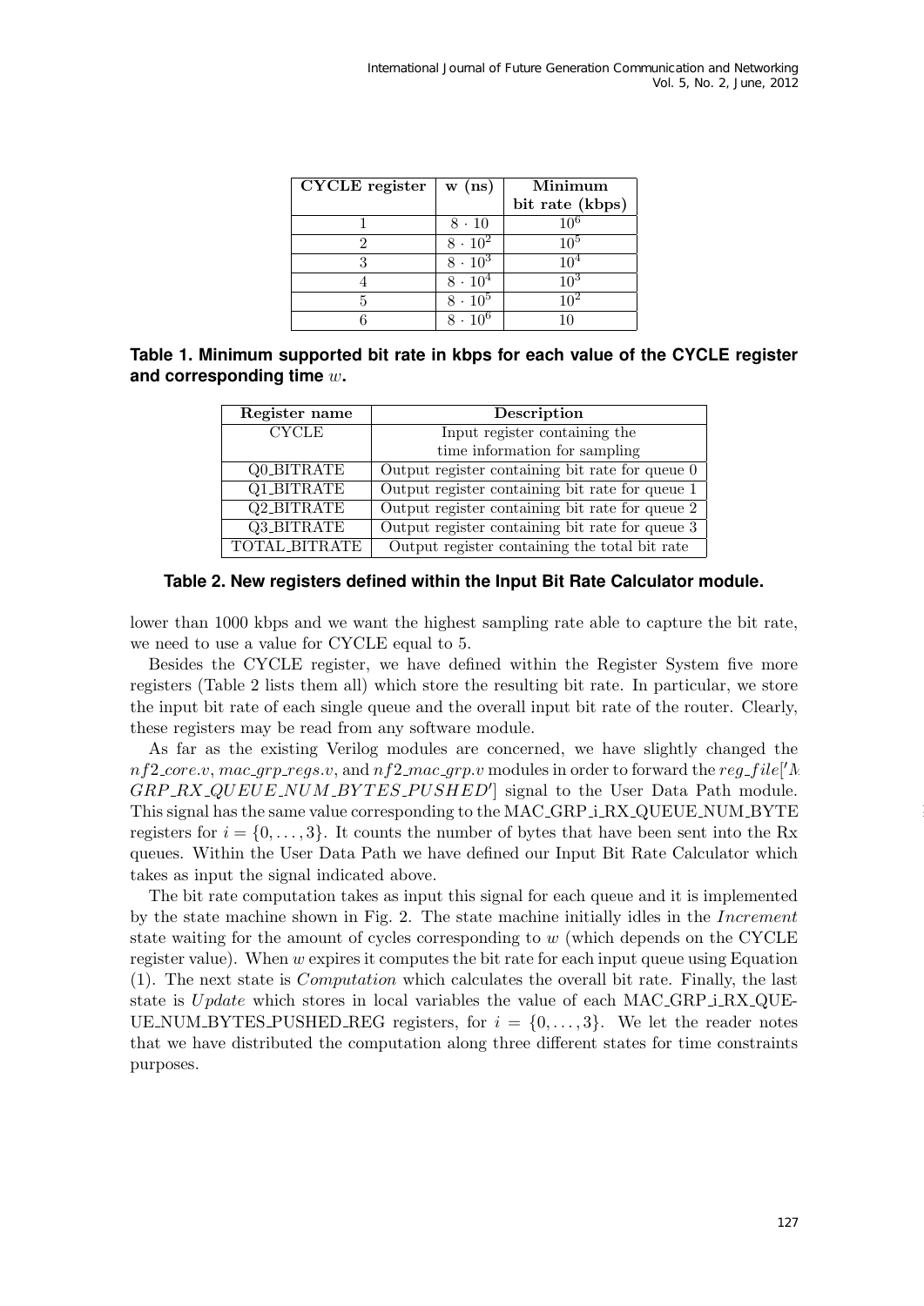| CYCLE register | w (ns) | Minimum bit rate (kbps) |
|---|---|---|
| 1 | $8 \cdot 10$ | $10^6$ |
| 2 | $8 \cdot 10^2$ | $10^5$ |
| 3 | $8 \cdot 10^3$ | $10^4$ |
| 4 | $8 \cdot 10^4$ | $10^3$ |
| 5 | $8 \cdot 10^5$ | $10^2$ |
| 6 | $8 \cdot 10^6$ | 10 |

**Table 1. Minimum supported bit rate in kbps for each value of the CYCLE register and corresponding time $w$.**

| Register name | Description |
|---|---|
| CYCLE | Input register containing the time information for sampling |
| Q0_BITRATE | Output register containing bit rate for queue 0 |
| Q1_BITRATE | Output register containing bit rate for queue 1 |
| Q2_BITRATE | Output register containing bit rate for queue 2 |
| Q3_BITRATE | Output register containing bit rate for queue 3 |
| TOTAL_BITRATE | Output register containing the total bit rate |

**Table 2. New registers defined within the Input Bit Rate Calculator module.**

lower than 1000 kbps and we want the highest sampling rate able to capture the bit rate, we need to use a value for CYCLE equal to 5.

Besides the CYCLE register, we have defined within the Register System five more registers (Table 2 lists them all) which store the resulting bit rate. In particular, we store the input bit rate of each single queue and the overall input bit rate of the router. Clearly, these registers may be read from any software module.

As far as the existing Verilog modules are concerned, we have slightly changed the *nf2_core.v*, *mac_grp_regs.v*, and *nf2_mac_grp.v* modules in order to forward the $reg\_file['MAC\_GRP\_RX\_QUEUE\_NUM\_BYTES\_PUSHED']$ signal to the User Data Path module. This signal has the same value corresponding to the MAC_GRP_i_RX_QUEUE_NUM_BYTES_PUSHED_REG registers for $i = \{0, \ldots, 3\}$. It counts the number of bytes that have been sent into the Rx queues. Within the User Data Path we have defined our Input Bit Rate Calculator which takes as input the signal indicated above.

The bit rate computation takes as input this signal for each queue and it is implemented by the state machine shown in Fig. 2. The state machine initially idles in the *Increment* state waiting for the amount of cycles corresponding to $w$ (which depends on the CYCLE register value). When $w$ expires it computes the bit rate for each input queue using Equation (1). The next state is *Computation* which calculates the overall bit rate. Finally, the last state is *Update* which stores in local variables the value of each MAC_GRP_i_RX_QUEUE_NUM_BYTES_PUSHED_REG registers, for $i = \{0, \ldots, 3\}$. We let the reader notes that we have distributed the computation along three different states for time constraints purposes.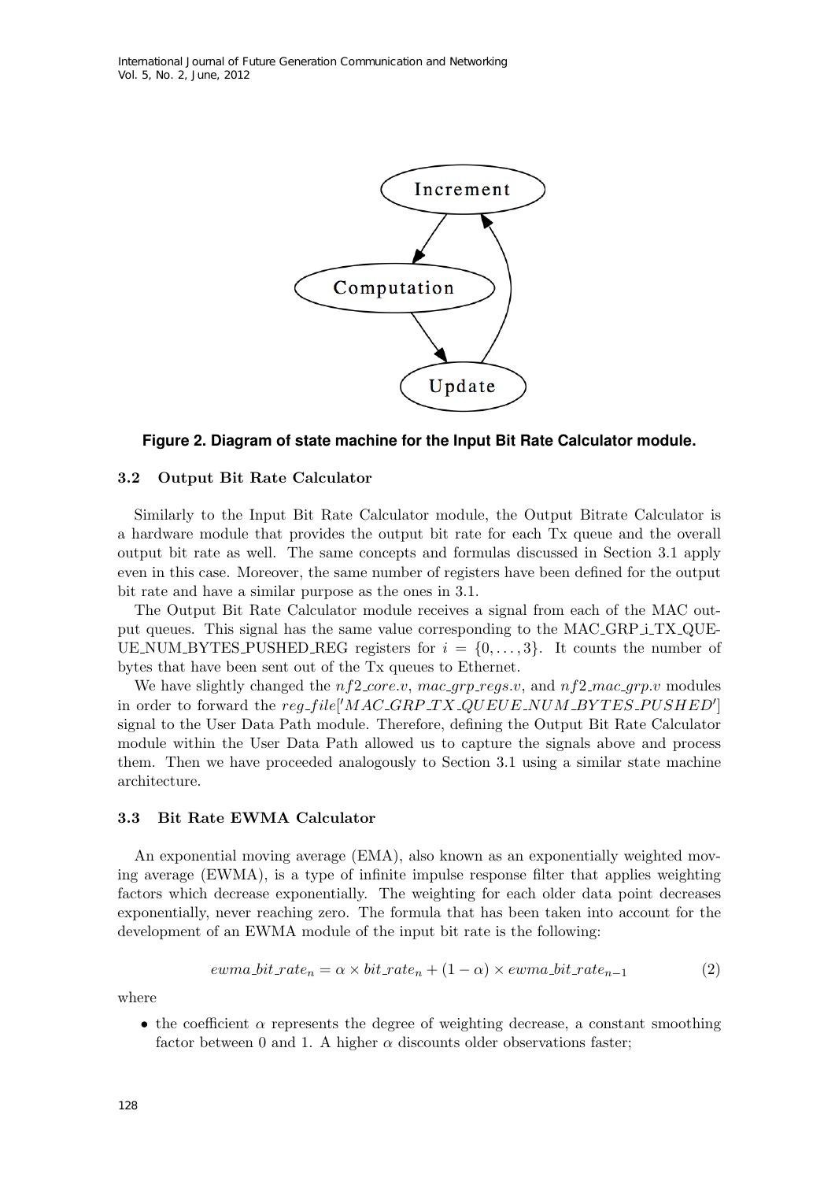Figure 2. Diagram of state machine for the Input Bit Rate Calculator module.

### 3.2 Output Bit Rate Calculator

Similarly to the Input Bit Rate Calculator module, the Output Bitrate Calculator is a hardware module that provides the output bit rate for each Tx queue and the overall output bit rate as well. The same concepts and formulas discussed in Section 3.1 apply even in this case. Moreover, the same number of registers have been defined for the output bit rate and have a similar purpose as the ones in 3.1.

The Output Bit Rate Calculator module receives a signal from each of the MAC output queues. This signal has the same value corresponding to the MAC_GRP_i_TX_QUEUE_NUM_BYTES_PUSHED_REG registers for $i = \{0, \ldots, 3\}$. It counts the number of bytes that have been sent out of the Tx queues to Ethernet.

We have slightly changed the *nf2_core.v*, *mac_grp_regs.v*, and *nf2_mac_grp.v* modules in order to forward the *reg_file['MAC_GRP_TX_QUEUE_NUM_BYTES_PUSHED']* signal to the User Data Path module. Therefore, defining the Output Bit Rate Calculator module within the User Data Path allowed us to capture the signals above and process them. Then we have proceeded analogously to Section 3.1 using a similar state machine architecture.

### 3.3 Bit Rate EWMA Calculator

An exponential moving average (EMA), also known as an exponentially weighted moving average (EWMA), is a type of infinite impulse response filter that applies weighting factors which decrease exponentially. The weighting for each older data point decreases exponentially, never reaching zero. The formula that has been taken into account for the development of an EWMA module of the input bit rate is the following:

$$ewma\_bit\_rate_n = \alpha \times bit\_rate_n + (1 - \alpha) \times ewma\_bit\_rate_{n-1} \tag{2}$$

where

- the coefficient $\alpha$ represents the degree of weighting decrease, a constant smoothing factor between 0 and 1. A higher $\alpha$ discounts older observations faster;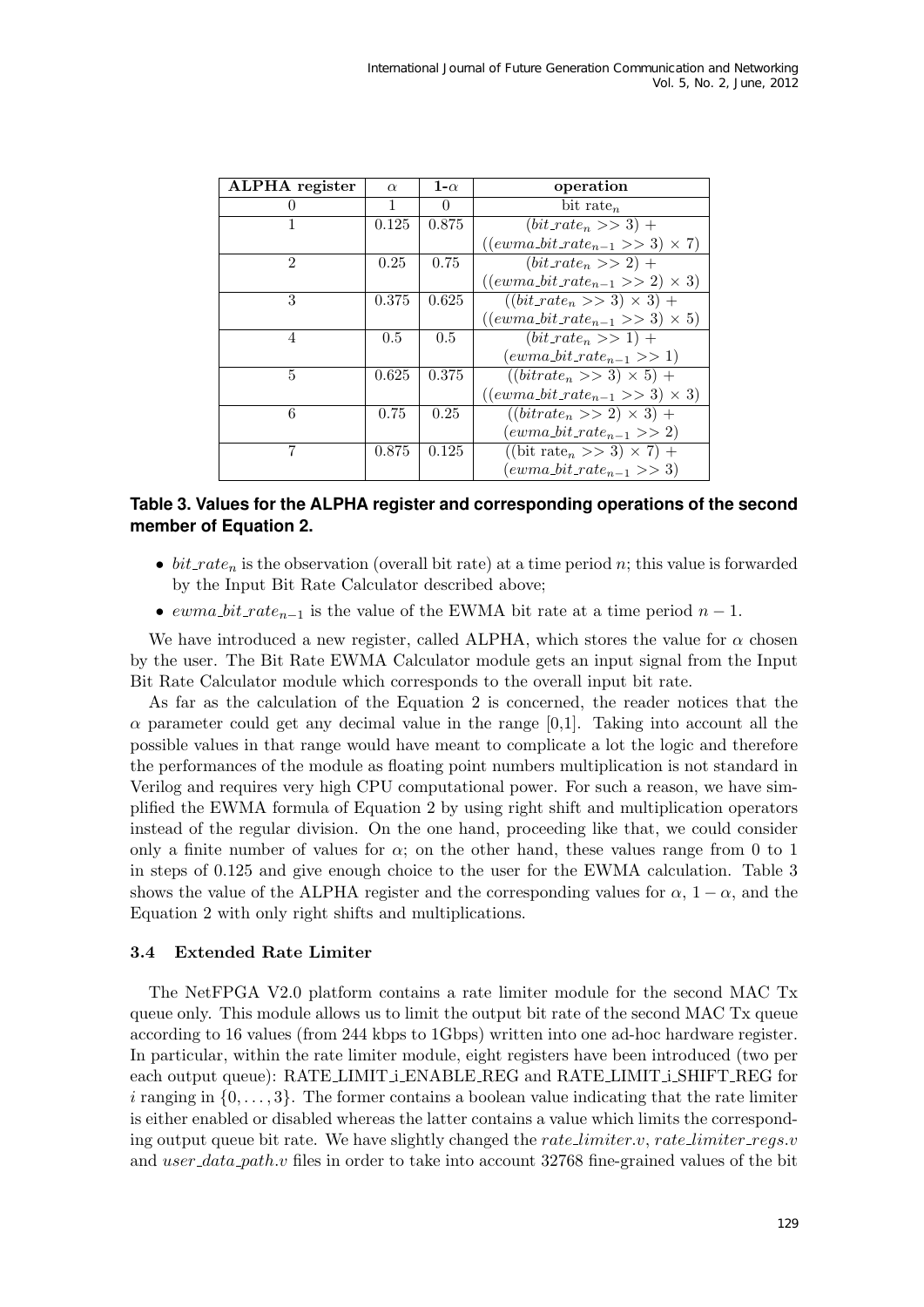| ALPHA register | $\alpha$ | 1-$\alpha$ | operation |
|---|---|---|---|
| 0 | 1 | 0 | bit rate$_n$ |
| 1 | 0.125 | 0.875 | $(bit\_rate_n >> 3) +$ $((ewma\_bit\_rate_{n-1} >> 3) \times 7)$ |
| 2 | 0.25 | 0.75 | $(bit\_rate_n >> 2) +$ $((ewma\_bit\_rate_{n-1} >> 2) \times 3)$ |
| 3 | 0.375 | 0.625 | $((bit\_rate_n >> 3) \times 3) +$ $((ewma\_bit\_rate_{n-1} >> 3) \times 5)$ |
| 4 | 0.5 | 0.5 | $(bit\_rate_n >> 1) +$ $(ewma\_bit\_rate_{n-1} >> 1)$ |
| 5 | 0.625 | 0.375 | $((bitrate_n >> 3) \times 5) +$ $((ewma\_bit\_rate_{n-1} >> 3) \times 3)$ |
| 6 | 0.75 | 0.25 | $((bitrate_n >> 2) \times 3) +$ $(ewma\_bit\_rate_{n-1} >> 2)$ |
| 7 | 0.875 | 0.125 | ((bit rate$_n >> 3) \times 7) +$ $(ewma\_bit\_rate_{n-1} >> 3)$ |

**Table 3. Values for the ALPHA register and corresponding operations of the second member of Equation 2.**

- $bit\_rate_n$ is the observation (overall bit rate) at a time period $n$; this value is forwarded by the Input Bit Rate Calculator described above;
- $ewma\_bit\_rate_{n-1}$ is the value of the EWMA bit rate at a time period $n-1$.

We have introduced a new register, called ALPHA, which stores the value for $\alpha$ chosen by the user. The Bit Rate EWMA Calculator module gets an input signal from the Input Bit Rate Calculator module which corresponds to the overall input bit rate.

As far as the calculation of the Equation 2 is concerned, the reader notices that the $\alpha$ parameter could get any decimal value in the range [0,1]. Taking into account all the possible values in that range would have meant to complicate a lot the logic and therefore the performances of the module as floating point numbers multiplication is not standard in Verilog and requires very high CPU computational power. For such a reason, we have simplified the EWMA formula of Equation 2 by using right shift and multiplication operators instead of the regular division. On the one hand, proceeding like that, we could consider only a finite number of values for $\alpha$; on the other hand, these values range from 0 to 1 in steps of 0.125 and give enough choice to the user for the EWMA calculation. Table 3 shows the value of the ALPHA register and the corresponding values for $\alpha$, $1 - \alpha$, and the Equation 2 with only right shifts and multiplications.

### 3.4 Extended Rate Limiter

The NetFPGA V2.0 platform contains a rate limiter module for the second MAC Tx queue only. This module allows us to limit the output bit rate of the second MAC Tx queue according to 16 values (from 244 kbps to 1Gbps) written into one ad-hoc hardware register. In particular, within the rate limiter module, eight registers have been introduced (two per each output queue): RATE_LIMIT_i_ENABLE_REG and RATE_LIMIT_i_SHIFT_REG for $i$ ranging in $\{0, \ldots, 3\}$. The former contains a boolean value indicating that the rate limiter is either enabled or disabled whereas the latter contains a value which limits the corresponding output queue bit rate. We have slightly changed the *rate_limiter.v*, *rate_limiter_regs.v* and *user_data_path.v* files in order to take into account 32768 fine-grained values of the bit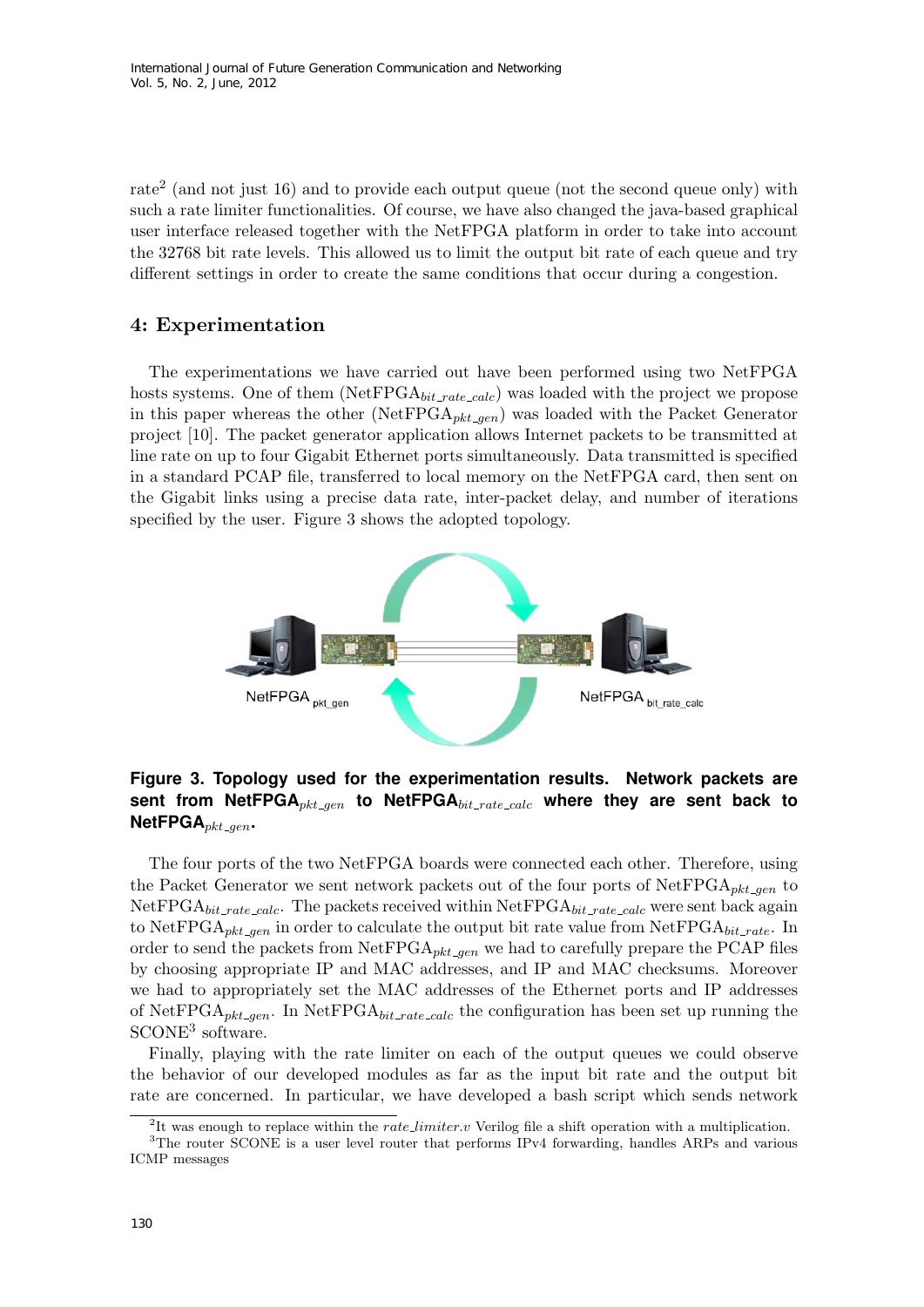rate[2] (and not just 16) and to provide each output queue (not the second queue only) with such a rate limiter functionalities. Of course, we have also changed the java-based graphical user interface released together with the NetFPGA platform in order to take into account the 32768 bit rate levels. This allowed us to limit the output bit rate of each queue and try different settings in order to create the same conditions that occur during a congestion.

## 4: Experimentation

The experimentations we have carried out have been performed using two NetFPGA hosts systems. One of them (NetFPGA$_{bit\_rate\_calc}$) was loaded with the project we propose in this paper whereas the other (NetFPGA$_{pkt\_gen}$) was loaded with the Packet Generator project [10]. The packet generator application allows Internet packets to be transmitted at line rate on up to four Gigabit Ethernet ports simultaneously. Data transmitted is specified in a standard PCAP file, transferred to local memory on the NetFPGA card, then sent on the Gigabit links using a precise data rate, inter-packet delay, and number of iterations specified by the user. Figure 3 shows the adopted topology.

**Figure 3. Topology used for the experimentation results. Network packets are sent from NetFPGA$_{pkt\_gen}$ to NetFPGA$_{bit\_rate\_calc}$ where they are sent back to NetFPGA$_{pkt\_gen}$.**

The four ports of the two NetFPGA boards were connected each other. Therefore, using the Packet Generator we sent network packets out of the four ports of NetFPGA$_{pkt\_gen}$ to NetFPGA$_{bit\_rate\_calc}$. The packets received within NetFPGA$_{bit\_rate\_calc}$ were sent back again to NetFPGA$_{pkt\_gen}$ in order to calculate the output bit rate value from NetFPGA$_{bit\_rate}$. In order to send the packets from NetFPGA$_{pkt\_gen}$ we had to carefully prepare the PCAP files by choosing appropriate IP and MAC addresses, and IP and MAC checksums. Moreover we had to appropriately set the MAC addresses of the Ethernet ports and IP addresses of NetFPGA$_{pkt\_gen}$. In NetFPGA$_{bit\_rate\_calc}$ the configuration has been set up running the SCONE[3] software.

Finally, playing with the rate limiter on each of the output queues we could observe the behavior of our developed modules as far as the input bit rate and the output bit rate are concerned. In particular, we have developed a bash script which sends network

[2] It was enough to replace within the *rate_limiter.v* Verilog file a shift operation with a multiplication.

[3] The router SCONE is a user level router that performs IPv4 forwarding, handles ARPs and various ICMP messages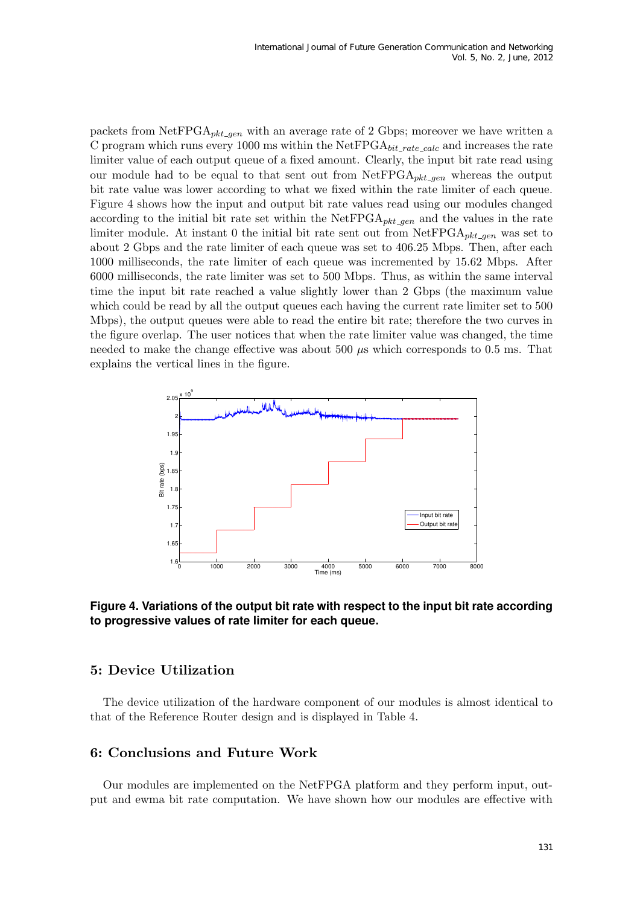packets from NetFPGA$_{pkt\_gen}$ with an average rate of 2 Gbps; moreover we have written a C program which runs every 1000 ms within the NetFPGA$_{bit\_rate\_calc}$ and increases the rate limiter value of each output queue of a fixed amount. Clearly, the input bit rate read using our module had to be equal to that sent out from NetFPGA$_{pkt\_gen}$ whereas the output bit rate value was lower according to what we fixed within the rate limiter of each queue. Figure 4 shows how the input and output bit rate values read using our modules changed according to the initial bit rate set within the NetFPGA$_{pkt\_gen}$ and the values in the rate limiter module. At instant 0 the initial bit rate sent out from NetFPGA$_{pkt\_gen}$ was set to about 2 Gbps and the rate limiter of each queue was set to 406.25 Mbps. Then, after each 1000 milliseconds, the rate limiter of each queue was incremented by 15.62 Mbps. After 6000 milliseconds, the rate limiter was set to 500 Mbps. Thus, as within the same interval time the input bit rate reached a value slightly lower than 2 Gbps (the maximum value which could be read by all the output queues each having the current rate limiter set to 500 Mbps), the output queues were able to read the entire bit rate; therefore the two curves in the figure overlap. The user notices that when the rate limiter value was changed, the time needed to make the change effective was about 500 $\mu$s which corresponds to 0.5 ms. That explains the vertical lines in the figure.

**Figure 4. Variations of the output bit rate with respect to the input bit rate according to progressive values of rate limiter for each queue.**

## 5: Device Utilization

The device utilization of the hardware component of our modules is almost identical to that of the Reference Router design and is displayed in Table 4.

## 6: Conclusions and Future Work

Our modules are implemented on the NetFPGA platform and they perform input, output and ewma bit rate computation. We have shown how our modules are effective with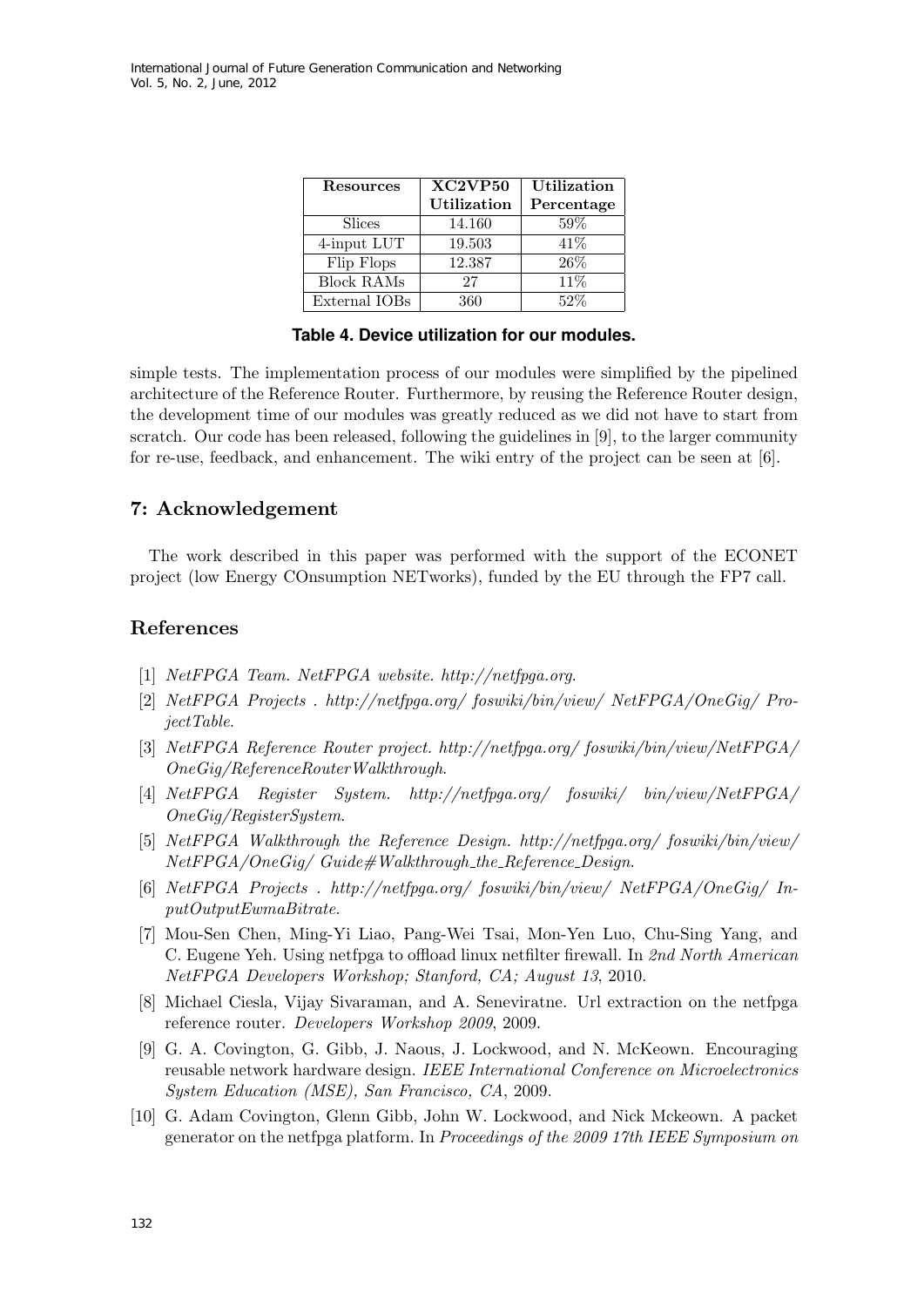| Resources | XC2VP50 Utilization | Utilization Percentage |
|---|---|---|
| Slices | 14.160 | 59% |
| 4-input LUT | 19.503 | 41% |
| Flip Flops | 12.387 | 26% |
| Block RAMs | 27 | 11% |
| External IOBs | 360 | 52% |

**Table 4. Device utilization for our modules.**

simple tests. The implementation process of our modules were simplified by the pipelined architecture of the Reference Router. Furthermore, by reusing the Reference Router design, the development time of our modules was greatly reduced as we did not have to start from scratch. Our code has been released, following the guidelines in [9], to the larger community for re-use, feedback, and enhancement. The wiki entry of the project can be seen at [6].

## 7: Acknowledgement

The work described in this paper was performed with the support of the ECONET project (low Energy COnsumption NETworks), funded by the EU through the FP7 call.

## References

[1] *NetFPGA Team. NetFPGA website. http://netfpga.org.*

[2] *NetFPGA Projects . http://netfpga.org/ foswiki/bin/view/ NetFPGA/OneGig/ ProjectTable.*

[3] *NetFPGA Reference Router project. http://netfpga.org/ foswiki/bin/view/NetFPGA/ OneGig/ReferenceRouterWalkthrough.*

[4] *NetFPGA Register System. http://netfpga.org/ foswiki/ bin/view/NetFPGA/ OneGig/RegisterSystem.*

[5] *NetFPGA Walkthrough the Reference Design. http://netfpga.org/ foswiki/bin/view/ NetFPGA/OneGig/ Guide#Walkthrough_the_Reference_Design.*

[6] *NetFPGA Projects . http://netfpga.org/ foswiki/bin/view/ NetFPGA/OneGig/ InputOutputEwmaBitrate.*

[7] Mou-Sen Chen, Ming-Yi Liao, Pang-Wei Tsai, Mon-Yen Luo, Chu-Sing Yang, and C. Eugene Yeh. Using netfpga to offload linux netfilter firewall. In *2nd North American NetFPGA Developers Workshop; Stanford, CA; August 13*, 2010.

[8] Michael Ciesla, Vijay Sivaraman, and A. Seneviratne. Url extraction on the netfpga reference router. *Developers Workshop 2009*, 2009.

[9] G. A. Covington, G. Gibb, J. Naous, J. Lockwood, and N. McKeown. Encouraging reusable network hardware design. *IEEE International Conference on Microelectronics System Education (MSE), San Francisco, CA*, 2009.

[10] G. Adam Covington, Glenn Gibb, John W. Lockwood, and Nick Mckeown. A packet generator on the netfpga platform. In *Proceedings of the 2009 17th IEEE Symposium on*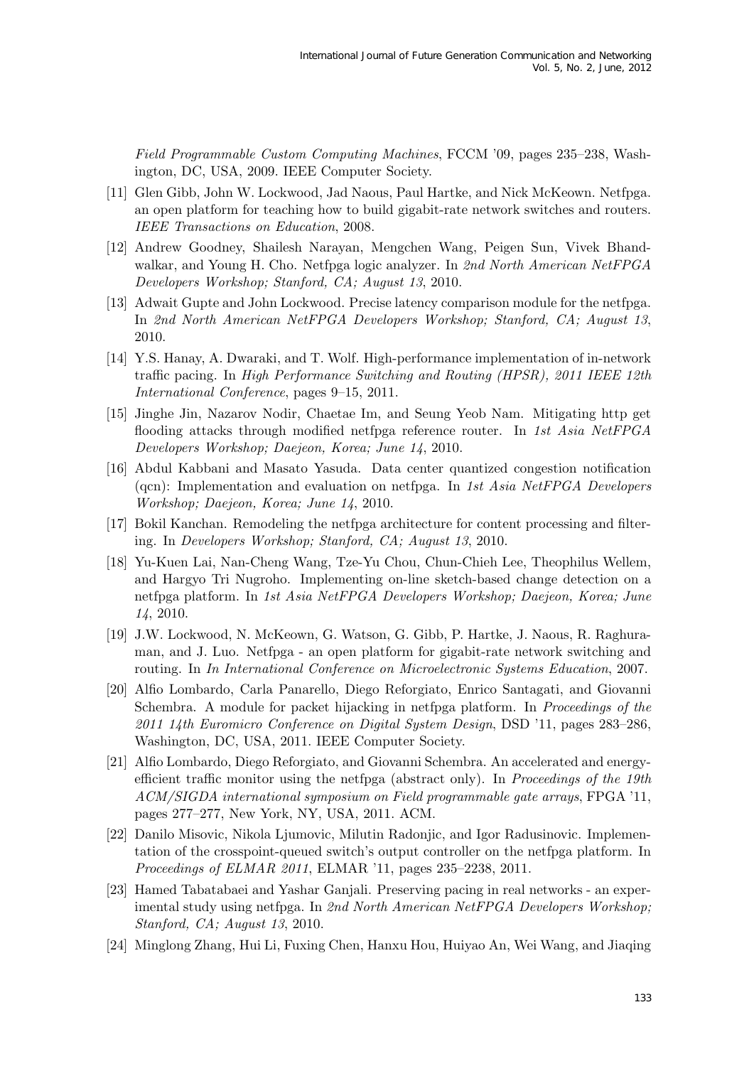*Field Programmable Custom Computing Machines*, FCCM '09, pages 235–238, Washington, DC, USA, 2009. IEEE Computer Society.

[11] Glen Gibb, John W. Lockwood, Jad Naous, Paul Hartke, and Nick McKeown. Netfpga. an open platform for teaching how to build gigabit-rate network switches and routers. *IEEE Transactions on Education*, 2008.

[12] Andrew Goodney, Shailesh Narayan, Mengchen Wang, Peigen Sun, Vivek Bhandwalkar, and Young H. Cho. Netfpga logic analyzer. In *2nd North American NetFPGA Developers Workshop; Stanford, CA; August 13*, 2010.

[13] Adwait Gupte and John Lockwood. Precise latency comparison module for the netfpga. In *2nd North American NetFPGA Developers Workshop; Stanford, CA; August 13*, 2010.

[14] Y.S. Hanay, A. Dwaraki, and T. Wolf. High-performance implementation of in-network traffic pacing. In *High Performance Switching and Routing (HPSR), 2011 IEEE 12th International Conference*, pages 9–15, 2011.

[15] Jinghe Jin, Nazarov Nodir, Chaetae Im, and Seung Yeob Nam. Mitigating http get flooding attacks through modified netfpga reference router. In *1st Asia NetFPGA Developers Workshop; Daejeon, Korea; June 14*, 2010.

[16] Abdul Kabbani and Masato Yasuda. Data center quantized congestion notification (qcn): Implementation and evaluation on netfpga. In *1st Asia NetFPGA Developers Workshop; Daejeon, Korea; June 14*, 2010.

[17] Bokil Kanchan. Remodeling the netfpga architecture for content processing and filtering. In *Developers Workshop; Stanford, CA; August 13*, 2010.

[18] Yu-Kuen Lai, Nan-Cheng Wang, Tze-Yu Chou, Chun-Chieh Lee, Theophilus Wellem, and Hargyo Tri Nugroho. Implementing on-line sketch-based change detection on a netfpga platform. In *1st Asia NetFPGA Developers Workshop; Daejeon, Korea; June 14*, 2010.

[19] J.W. Lockwood, N. McKeown, G. Watson, G. Gibb, P. Hartke, J. Naous, R. Raghuraman, and J. Luo. Netfpga - an open platform for gigabit-rate network switching and routing. In *In International Conference on Microelectronic Systems Education*, 2007.

[20] Alfio Lombardo, Carla Panarello, Diego Reforgiato, Enrico Santagati, and Giovanni Schembra. A module for packet hijacking in netfpga platform. In *Proceedings of the 2011 14th Euromicro Conference on Digital System Design*, DSD '11, pages 283–286, Washington, DC, USA, 2011. IEEE Computer Society.

[21] Alfio Lombardo, Diego Reforgiato, and Giovanni Schembra. An accelerated and energy-efficient traffic monitor using the netfpga (abstract only). In *Proceedings of the 19th ACM/SIGDA international symposium on Field programmable gate arrays*, FPGA '11, pages 277–277, New York, NY, USA, 2011. ACM.

[22] Danilo Misovic, Nikola Ljumovic, Milutin Radonjic, and Igor Radusinovic. Implementation of the crosspoint-queued switch's output controller on the netfpga platform. In *Proceedings of ELMAR 2011*, ELMAR '11, pages 235–2238, 2011.

[23] Hamed Tabatabaei and Yashar Ganjali. Preserving pacing in real networks - an experimental study using netfpga. In *2nd North American NetFPGA Developers Workshop; Stanford, CA; August 13*, 2010.

[24] Minglong Zhang, Hui Li, Fuxing Chen, Hanxu Hou, Huiyao An, Wei Wang, and Jiaqing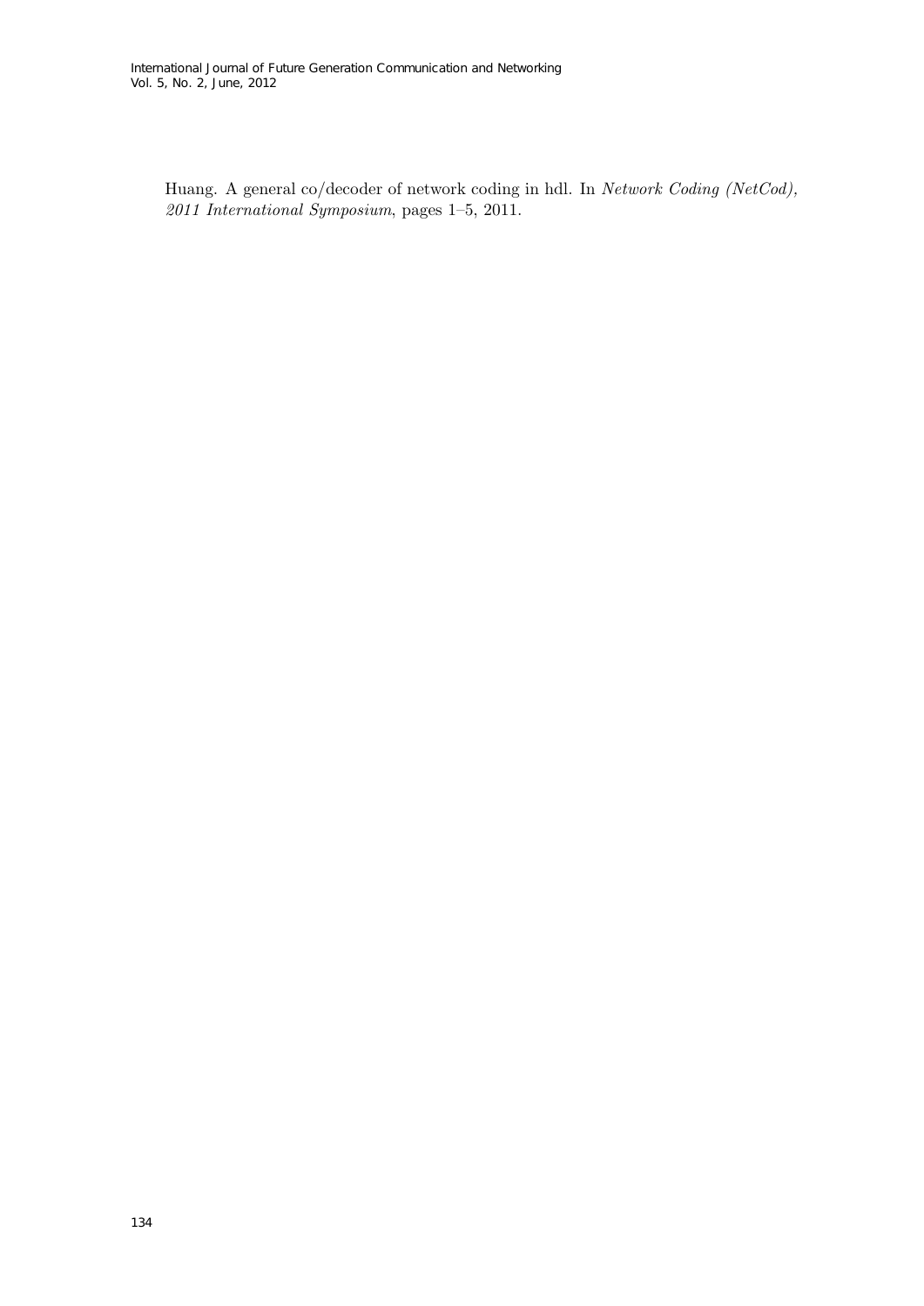Huang. A general co/decoder of network coding in hdl. In *Network Coding (NetCod), 2011 International Symposium*, pages 1–5, 2011.